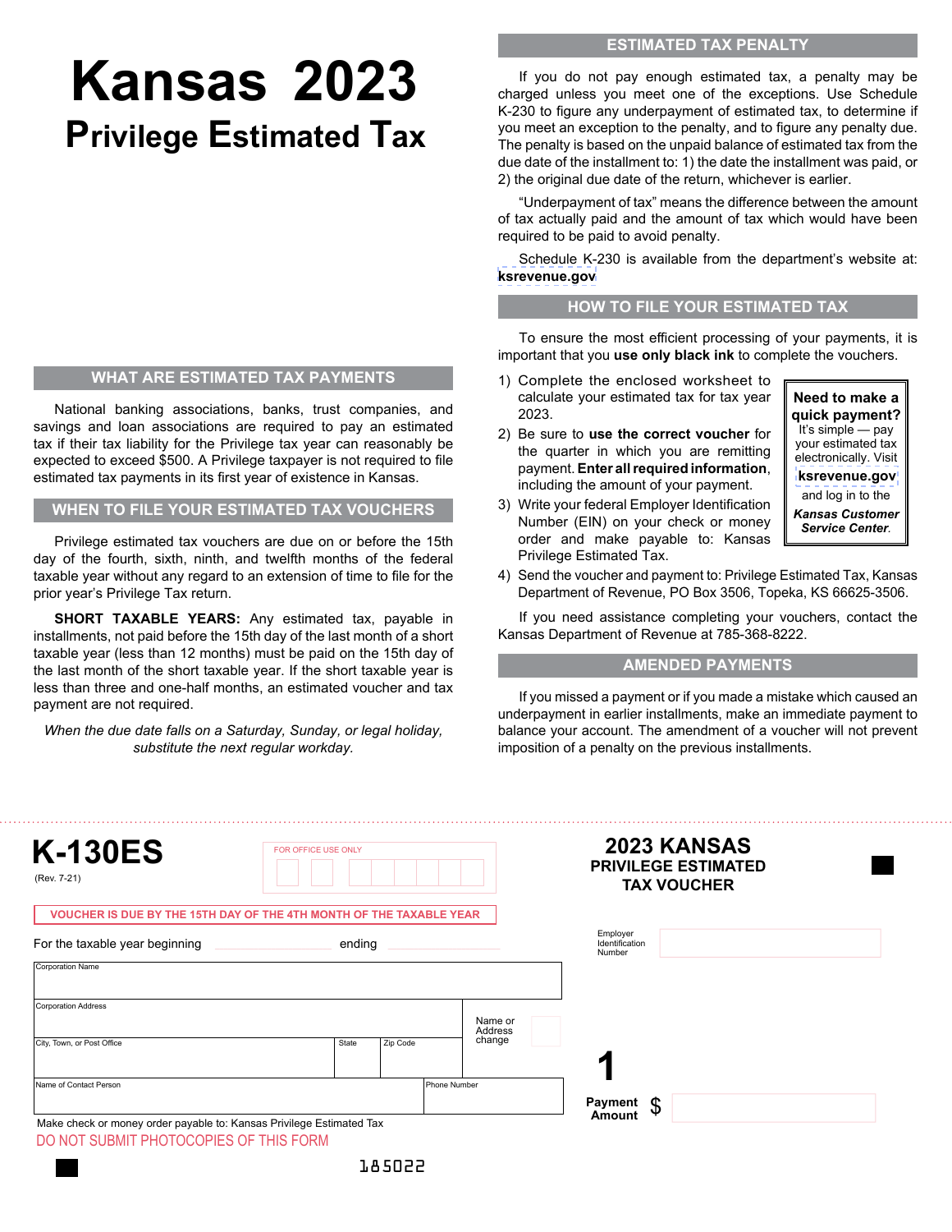# Kansas 2023
## Privilege Estimated Tax

## WHAT ARE ESTIMATED TAX PAYMENTS

National banking associations, banks, trust companies, and savings and loan associations are required to pay an estimated tax if their tax liability for the Privilege tax year can reasonably be expected to exceed $500. A Privilege taxpayer is not required to file estimated tax payments in its first year of existence in Kansas.

## WHEN TO FILE YOUR ESTIMATED TAX VOUCHERS

Privilege estimated tax vouchers are due on or before the 15th day of the fourth, sixth, ninth, and twelfth months of the federal taxable year without any regard to an extension of time to file for the prior year's Privilege Tax return.

**SHORT TAXABLE YEARS:** Any estimated tax, payable in installments, not paid before the 15th day of the last month of a short taxable year (less than 12 months) must be paid on the 15th day of the last month of the short taxable year. If the short taxable year is less than three and one-half months, an estimated voucher and tax payment are not required.

*When the due date falls on a Saturday, Sunday, or legal holiday, substitute the next regular workday.*

## ESTIMATED TAX PENALTY

If you do not pay enough estimated tax, a penalty may be charged unless you meet one of the exceptions. Use Schedule K-230 to figure any underpayment of estimated tax, to determine if you meet an exception to the penalty, and to figure any penalty due. The penalty is based on the unpaid balance of estimated tax from the due date of the installment to: 1) the date the installment was paid, or 2) the original due date of the return, whichever is earlier.

"Underpayment of tax" means the difference between the amount of tax actually paid and the amount of tax which would have been required to be paid to avoid penalty.

Schedule K-230 is available from the department's website at: **ksrevenue.gov**

## HOW TO FILE YOUR ESTIMATED TAX

To ensure the most efficient processing of your payments, it is important that you **use only black ink** to complete the vouchers.

1) Complete the enclosed worksheet to calculate your estimated tax for tax year 2023.
2) Be sure to **use the correct voucher** for the quarter in which you are remitting payment. **Enter all required information**, including the amount of your payment.
3) Write your federal Employer Identification Number (EIN) on your check or money order and make payable to: Kansas Privilege Estimated Tax.
4) Send the voucher and payment to: Privilege Estimated Tax, Kansas Department of Revenue, PO Box 3506, Topeka, KS 66625-3506.

**Need to make a quick payment?** It's simple — pay your estimated tax electronically. Visit **ksrevenue.gov** and log in to the ***Kansas Customer Service Center***.

If you need assistance completing your vouchers, contact the Kansas Department of Revenue at 785-368-8222.

## AMENDED PAYMENTS

If you missed a payment or if you made a mistake which caused an underpayment in earlier installments, make an immediate payment to balance your account. The amendment of a voucher will not prevent imposition of a penalty on the previous installments.

---

# K-130ES
(Rev. 7-21)

FOR OFFICE USE ONLY

## 2023 KANSAS PRIVILEGE ESTIMATED TAX VOUCHER

VOUCHER IS DUE BY THE 15TH DAY OF THE 4TH MONTH OF THE TAXABLE YEAR

For the taxable year beginning ______________ ending ______________

Employer Identification Number

| Corporation Name | | | |
|---|---|---|---|
| Corporation Address | | | Name or Address change |
| City, Town, or Post Office | State | Zip Code | |
| Name of Contact Person | | Phone Number | |

**1**

Payment Amount $

Make check or money order payable to: Kansas Privilege Estimated Tax

DO NOT SUBMIT PHOTOCOPIES OF THIS FORM

185022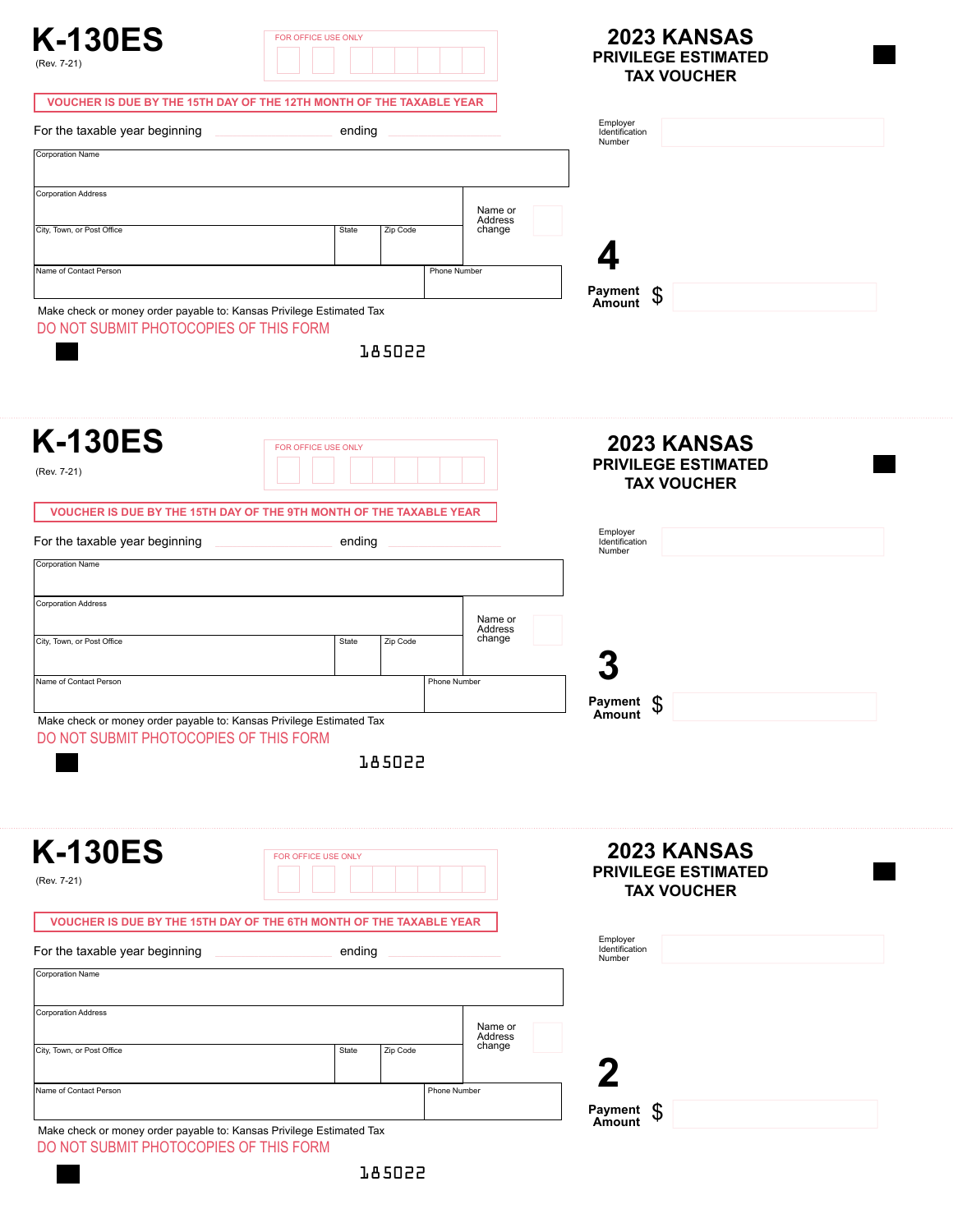# K-130ES

(Rev. 7-21)

FOR OFFICE USE ONLY

## 2023 KANSAS PRIVILEGE ESTIMATED TAX VOUCHER

VOUCHER IS DUE BY THE 15TH DAY OF THE 12TH MONTH OF THE TAXABLE YEAR

For the taxable year beginning ______________ ending ______________

Employer Identification Number

Corporation Name

Corporation Address

Name or Address change

| City, Town, or Post Office | State | Zip Code |
|---|---|---|
| | | |

| Name of Contact Person | Phone Number |
|---|---|
| | |

**4**

Payment Amount $

Make check or money order payable to: Kansas Privilege Estimated Tax

DO NOT SUBMIT PHOTOCOPIES OF THIS FORM

185022

---

# K-130ES

(Rev. 7-21)

FOR OFFICE USE ONLY

## 2023 KANSAS PRIVILEGE ESTIMATED TAX VOUCHER

VOUCHER IS DUE BY THE 15TH DAY OF THE 9TH MONTH OF THE TAXABLE YEAR

For the taxable year beginning ______________ ending ______________

Employer Identification Number

Corporation Name

Corporation Address

Name or Address change

| City, Town, or Post Office | State | Zip Code |
|---|---|---|
| | | |

| Name of Contact Person | Phone Number |
|---|---|
| | |

**3**

Payment Amount $

Make check or money order payable to: Kansas Privilege Estimated Tax

DO NOT SUBMIT PHOTOCOPIES OF THIS FORM

185022

---

# K-130ES

(Rev. 7-21)

FOR OFFICE USE ONLY

## 2023 KANSAS PRIVILEGE ESTIMATED TAX VOUCHER

VOUCHER IS DUE BY THE 15TH DAY OF THE 6TH MONTH OF THE TAXABLE YEAR

For the taxable year beginning ______________ ending ______________

Employer Identification Number

Corporation Name

Corporation Address

Name or Address change

| City, Town, or Post Office | State | Zip Code |
|---|---|---|
| | | |

| Name of Contact Person | Phone Number |
|---|---|
| | |

**2**

Payment Amount $

Make check or money order payable to: Kansas Privilege Estimated Tax

DO NOT SUBMIT PHOTOCOPIES OF THIS FORM

185022